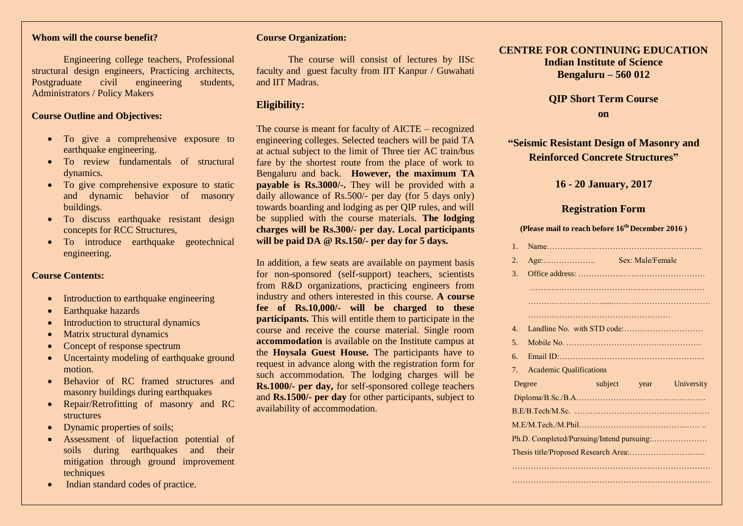**Whom will the course benefit?**

Engineering college teachers, Professional structural design engineers, Practicing architects, Postgraduate civil engineering students, Administrators / Policy Makers

**Course Outline and Objectives:**

- To give a comprehensive exposure to earthquake engineering.
- To review fundamentals of structural dynamics.
- To give comprehensive exposure to static and dynamic behavior of masonry buildings.
- To discuss earthquake resistant design concepts for RCC Structures,
- To introduce earthquake geotechnical engineering.

**Course Contents:**

- Introduction to earthquake engineering
- Earthquake hazards
- Introduction to structural dynamics
- Matrix structural dynamics
- Concept of response spectrum
- Uncertainty modeling of earthquake ground motion.
- Behavior of RC framed structures and masonry buildings during earthquakes
- Repair/Retrofitting of masonry and RC structures
- Dynamic properties of soils;
- Assessment of liquefaction potential of soils during earthquakes and their mitigation through ground improvement techniques
- Indian standard codes of practice.

**Course Organization:**

The course will consist of lectures by IISc faculty and guest faculty from IIT Kanpur / Guwahati and IIT Madras.

## Eligibility:

The course is meant for faculty of AICTE – recognized engineering colleges. Selected teachers will be paid TA at actual subject to the limit of Three tier AC train/bus fare by the shortest route from the place of work to Bengaluru and back. **However, the maximum TA payable is Rs.3000/-.** They will be provided with a daily allowance of Rs.500/- per day (for 5 days only) towards boarding and lodging as per QIP rules, and will be supplied with the course materials. **The lodging charges will be Rs.300/- per day. Local participants will be paid DA @ Rs.150/- per day for 5 days.**

In addition, a few seats are available on payment basis for non-sponsored (self-support) teachers, scientists from R&D organizations, practicing engineers from industry and others interested in this course. **A course fee of Rs.10,000/- will be charged to these participants.** This will entitle them to participate in the course and receive the course material. Single room **accommodation** is available on the Institute campus at the **Hoysala Guest House.** The participants have to request in advance along with the registration form for such accommodation. The lodging charges will be **Rs.1000/- per day,** for self-sponsored college teachers and **Rs.1500/- per day** for other participants, subject to availability of accommodation.

## CENTRE FOR CONTINUING EDUCATION
**Indian Institute of Science**
**Bengaluru – 560 012**

**QIP Short Term Course**

**on**

## "Seismic Resistant Design of Masonry and Reinforced Concrete Structures"

**16 - 20 January, 2017**

## Registration Form

**(Please mail to reach before 16th December 2016 )**

1. Name…………………………………………………..
2. Age:……………….. Sex: Male/Female
3. Office address: …………………………………………
   …………………………………………………………
   …………………………………………………………
   ………………………………………………
4. Landline No. with STD code:…………………………
5. Mobile No. ……………………………………………
6. Email ID:……………………………………………….
7. Academic Qualifications

Degree subject year University

Diploma/B.Sc./B.A………………………………………….

B.E/B.Tech/M.Sc. ……………………………………………

M.E/M.Tech./M.Phil………………………………….…. ..

Ph.D. Completed/Pursuing/Intend pursuing:…………………

Thesis title/Proposed Research Area:………………………..

…………………………………………………………………

…………………………………………………………………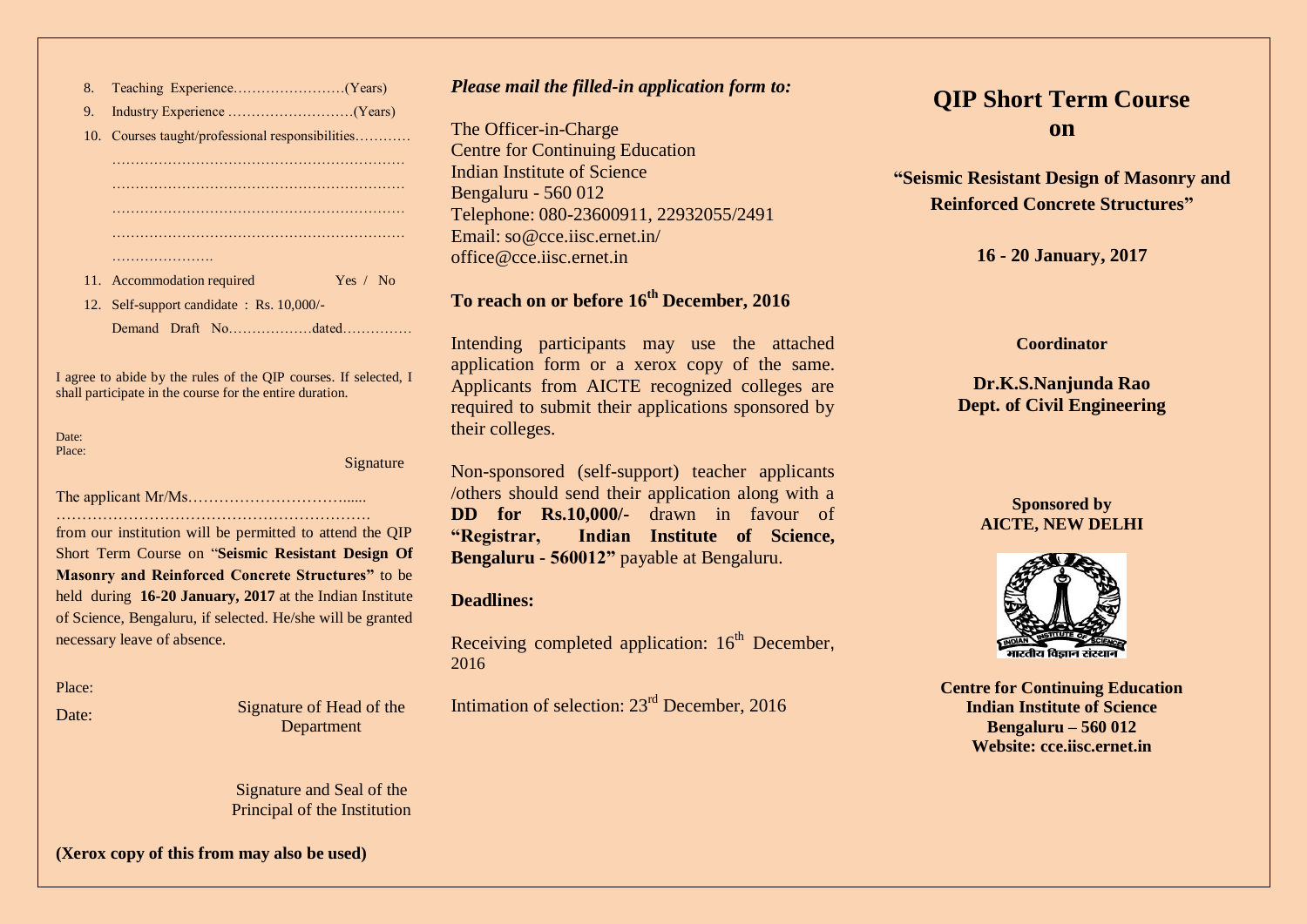8. Teaching Experience……………………(Years)
9. Industry Experience ………………………(Years)
10. Courses taught/professional responsibilities…………
   ………………………………………………………
   ………………………………………………………
   ………………………………………………………
   ………………………………………………………
   ………………….
11. Accommodation required Yes / No
12. Self-support candidate : Rs. 10,000/-
   Demand Draft No………………dated……………

I agree to abide by the rules of the QIP courses. If selected, I shall participate in the course for the entire duration.

Date:
Place:

Signature

The applicant Mr/Ms…………………………......
…………………………………………………… from our institution will be permitted to attend the QIP Short Term Course on "**Seismic Resistant Design Of Masonry and Reinforced Concrete Structures"** to be held during **16-20 January, 2017** at the Indian Institute of Science, Bengaluru, if selected. He/she will be granted necessary leave of absence.

Place:

Date:

Signature of Head of the Department

Signature and Seal of the Principal of the Institution

**(Xerox copy of this from may also be used)**

*Please mail the filled-in application form to:*

The Officer-in-Charge
Centre for Continuing Education
Indian Institute of Science
Bengaluru - 560 012
Telephone: 080-23600911, 22932055/2491
Email: so@cce.iisc.ernet.in/
office@cce.iisc.ernet.in

## To reach on or before 16th December, 2016

Intending participants may use the attached application form or a xerox copy of the same. Applicants from AICTE recognized colleges are required to submit their applications sponsored by their colleges.

Non-sponsored (self-support) teacher applicants /others should send their application along with a **DD for Rs.10,000/-** drawn in favour of **"Registrar, Indian Institute of Science, Bengaluru - 560012"** payable at Bengaluru.

**Deadlines:**

Receiving completed application: 16th December, 2016

Intimation of selection: 23rd December, 2016

# QIP Short Term Course on

## "Seismic Resistant Design of Masonry and Reinforced Concrete Structures"

**16 - 20 January, 2017**

**Coordinator**

**Dr.K.S.Nanjunda Rao**
**Dept. of Civil Engineering**

**Sponsored by**
**AICTE, NEW DELHI**

**Centre for Continuing Education**
**Indian Institute of Science**
**Bengaluru – 560 012**
**Website: cce.iisc.ernet.in**